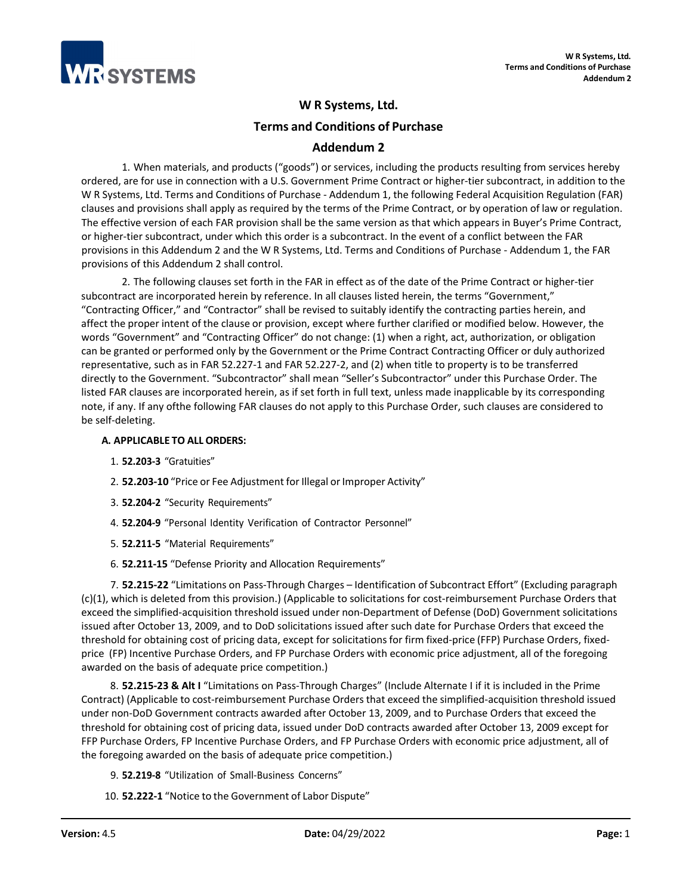# W R Systems, Ltd.

## Terms and Conditions of Purchase

## Addendum 2

1. When materials, and products ("goods") or services, including the products resulting from services hereby ordered, are for use in connection with a U.S. Government Prime Contract or higher-tier subcontract, in addition to the W R Systems, Ltd. Terms and Conditions of Purchase - Addendum 1, the following Federal Acquisition Regulation (FAR) clauses and provisions shall apply as required by the terms of the Prime Contract, or by operation of law or regulation. The effective version of each FAR provision shall be the same version as that which appears in Buyer's Prime Contract, or higher-tier subcontract, under which this order is a subcontract. In the event of a conflict between the FAR provisions in this Addendum 2 and the W R Systems, Ltd. Terms and Conditions of Purchase - Addendum 1, the FAR provisions of this Addendum 2 shall control.

2. The following clauses set forth in the FAR in effect as of the date of the Prime Contract or higher-tier subcontract are incorporated herein by reference. In all clauses listed herein, the terms "Government," "Contracting Officer," and "Contractor" shall be revised to suitably identify the contracting parties herein, and affect the proper intent of the clause or provision, except where further clarified or modified below. However, the words "Government" and "Contracting Officer" do not change: (1) when a right, act, authorization, or obligation can be granted or performed only by the Government or the Prime Contract Contracting Officer or duly authorized representative, such as in FAR 52.227-1 and FAR 52.227-2, and (2) when title to property is to be transferred directly to the Government. "Subcontractor" shall mean "Seller's Subcontractor" under this Purchase Order. The listed FAR clauses are incorporated herein, as if set forth in full text, unless made inapplicable by its corresponding note, if any. If any ofthe following FAR clauses do not apply to this Purchase Order, such clauses are considered to be self-deleting.

**A. APPLICABLE TO ALL ORDERS:**

1. **52.203-3** "Gratuities"
2. **52.203-10** "Price or Fee Adjustment for Illegal or Improper Activity"
3. **52.204-2** "Security Requirements"
4. **52.204-9** "Personal Identity Verification of Contractor Personnel"
5. **52.211-5** "Material Requirements"
6. **52.211-15** "Defense Priority and Allocation Requirements"
7. **52.215-22** "Limitations on Pass-Through Charges – Identification of Subcontract Effort" (Excluding paragraph (c)(1), which is deleted from this provision.) (Applicable to solicitations for cost-reimbursement Purchase Orders that exceed the simplified-acquisition threshold issued under non-Department of Defense (DoD) Government solicitations issued after October 13, 2009, and to DoD solicitations issued after such date for Purchase Orders that exceed the threshold for obtaining cost of pricing data, except for solicitations for firm fixed-price (FFP) Purchase Orders, fixed-price (FP) Incentive Purchase Orders, and FP Purchase Orders with economic price adjustment, all of the foregoing awarded on the basis of adequate price competition.)
8. **52.215-23 & Alt I** "Limitations on Pass-Through Charges" (Include Alternate I if it is included in the Prime Contract) (Applicable to cost-reimbursement Purchase Orders that exceed the simplified-acquisition threshold issued under non-DoD Government contracts awarded after October 13, 2009, and to Purchase Orders that exceed the threshold for obtaining cost of pricing data, issued under DoD contracts awarded after October 13, 2009 except for FFP Purchase Orders, FP Incentive Purchase Orders, and FP Purchase Orders with economic price adjustment, all of the foregoing awarded on the basis of adequate price competition.)
9. **52.219-8** "Utilization of Small-Business Concerns"
10. **52.222-1** "Notice to the Government of Labor Dispute"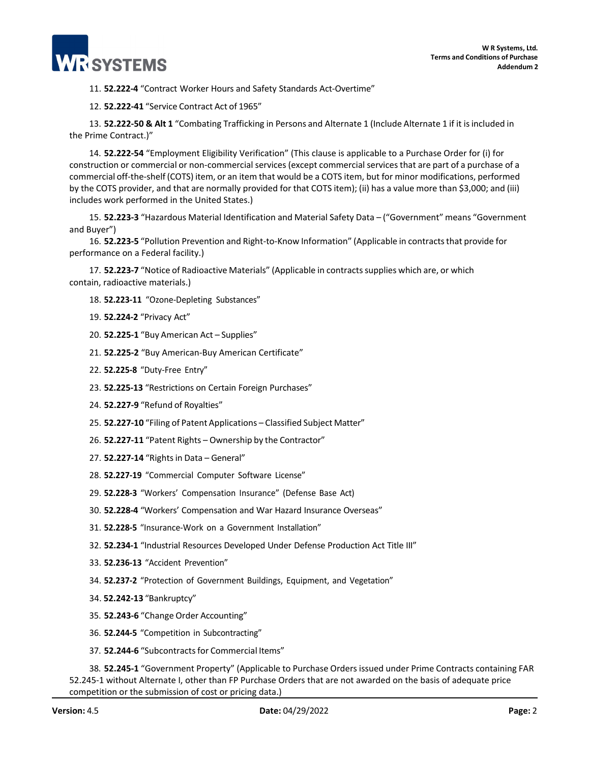11. **52.222-4** "Contract Worker Hours and Safety Standards Act-Overtime"

12. **52.222-41** "Service Contract Act of 1965"

13. **52.222-50 & Alt 1** "Combating Trafficking in Persons and Alternate 1 (Include Alternate 1 if it is included in the Prime Contract.)"

14. **52.222-54** "Employment Eligibility Verification" (This clause is applicable to a Purchase Order for (i) for construction or commercial or non-commercial services (except commercial services that are part of a purchase of a commercial off-the-shelf (COTS) item, or an item that would be a COTS item, but for minor modifications, performed by the COTS provider, and that are normally provided for that COTS item); (ii) has a value more than $3,000; and (iii) includes work performed in the United States.)

15. **52.223-3** "Hazardous Material Identification and Material Safety Data – ("Government" means "Government and Buyer")

16. **52.223-5** "Pollution Prevention and Right-to-Know Information" (Applicable in contracts that provide for performance on a Federal facility.)

17. **52.223-7** "Notice of Radioactive Materials" (Applicable in contracts supplies which are, or which contain, radioactive materials.)

18. **52.223-11** "Ozone-Depleting Substances"

19. **52.224-2** "Privacy Act"

20. **52.225-1** "Buy American Act – Supplies"

21. **52.225-2** "Buy American-Buy American Certificate"

22. **52.225-8** "Duty-Free Entry"

23. **52.225-13** "Restrictions on Certain Foreign Purchases"

24. **52.227-9** "Refund of Royalties"

25. **52.227-10** "Filing of Patent Applications – Classified Subject Matter"

26. **52.227-11** "Patent Rights – Ownership by the Contractor"

27. **52.227-14** "Rights in Data – General"

28. **52.227-19** "Commercial Computer Software License"

29. **52.228-3** "Workers' Compensation Insurance" (Defense Base Act)

30. **52.228-4** "Workers' Compensation and War Hazard Insurance Overseas"

31. **52.228-5** "Insurance-Work on a Government Installation"

32. **52.234-1** "Industrial Resources Developed Under Defense Production Act Title III"

33. **52.236-13** "Accident Prevention"

34. **52.237-2** "Protection of Government Buildings, Equipment, and Vegetation"

34. **52.242-13** "Bankruptcy"

35. **52.243-6** "Change Order Accounting"

36. **52.244-5** "Competition in Subcontracting"

37. **52.244-6** "Subcontracts for Commercial Items"

38. **52.245-1** "Government Property" (Applicable to Purchase Orders issued under Prime Contracts containing FAR 52.245-1 without Alternate I, other than FP Purchase Orders that are not awarded on the basis of adequate price competition or the submission of cost or pricing data.)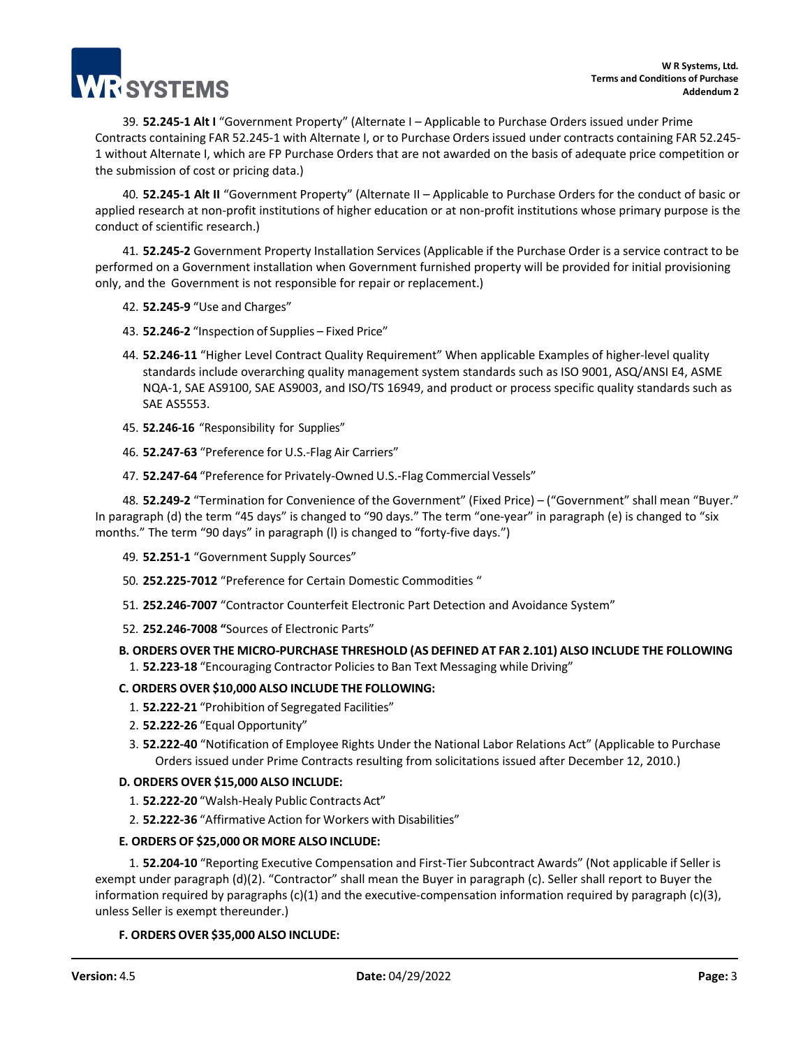39. **52.245-1 Alt I** "Government Property" (Alternate I – Applicable to Purchase Orders issued under Prime Contracts containing FAR 52.245-1 with Alternate I, or to Purchase Orders issued under contracts containing FAR 52.245-1 without Alternate I, which are FP Purchase Orders that are not awarded on the basis of adequate price competition or the submission of cost or pricing data.)

40. **52.245-1 Alt II** "Government Property" (Alternate II – Applicable to Purchase Orders for the conduct of basic or applied research at non-profit institutions of higher education or at non-profit institutions whose primary purpose is the conduct of scientific research.)

41. **52.245-2** Government Property Installation Services (Applicable if the Purchase Order is a service contract to be performed on a Government installation when Government furnished property will be provided for initial provisioning only, and the Government is not responsible for repair or replacement.)

42. **52.245-9** "Use and Charges"

43. **52.246-2** "Inspection of Supplies – Fixed Price"

44. **52.246-11** "Higher Level Contract Quality Requirement" When applicable Examples of higher-level quality standards include overarching quality management system standards such as ISO 9001, ASQ/ANSI E4, ASME NQA-1, SAE AS9100, SAE AS9003, and ISO/TS 16949, and product or process specific quality standards such as SAE AS5553.

45. **52.246-16** "Responsibility for Supplies"

46. **52.247-63** "Preference for U.S.-Flag Air Carriers"

47. **52.247-64** "Preference for Privately-Owned U.S.-Flag Commercial Vessels"

48. **52.249-2** "Termination for Convenience of the Government" (Fixed Price) – ("Government" shall mean "Buyer." In paragraph (d) the term "45 days" is changed to "90 days." The term "one-year" in paragraph (e) is changed to "six months." The term "90 days" in paragraph (l) is changed to "forty-five days.")

49. **52.251-1** "Government Supply Sources"

50. **252.225-7012** "Preference for Certain Domestic Commodities "

51. **252.246-7007** "Contractor Counterfeit Electronic Part Detection and Avoidance System"

52. **252.246-7008 "**Sources of Electronic Parts"

**B. ORDERS OVER THE MICRO-PURCHASE THRESHOLD (AS DEFINED AT FAR 2.101) ALSO INCLUDE THE FOLLOWING**

1. **52.223-18** "Encouraging Contractor Policies to Ban Text Messaging while Driving"

**C. ORDERS OVER $10,000 ALSO INCLUDE THE FOLLOWING:**

1. **52.222-21** "Prohibition of Segregated Facilities"
2. **52.222-26** "Equal Opportunity"
3. **52.222-40** "Notification of Employee Rights Under the National Labor Relations Act" (Applicable to Purchase Orders issued under Prime Contracts resulting from solicitations issued after December 12, 2010.)

**D. ORDERS OVER $15,000 ALSO INCLUDE:**

1. **52.222-20** "Walsh-Healy Public Contracts Act"
2. **52.222-36** "Affirmative Action for Workers with Disabilities"

**E. ORDERS OF $25,000 OR MORE ALSO INCLUDE:**

1. **52.204-10** "Reporting Executive Compensation and First-Tier Subcontract Awards" (Not applicable if Seller is exempt under paragraph (d)(2). "Contractor" shall mean the Buyer in paragraph (c). Seller shall report to Buyer the information required by paragraphs (c)(1) and the executive-compensation information required by paragraph (c)(3), unless Seller is exempt thereunder.)

**F. ORDERS OVER $35,000 ALSO INCLUDE:**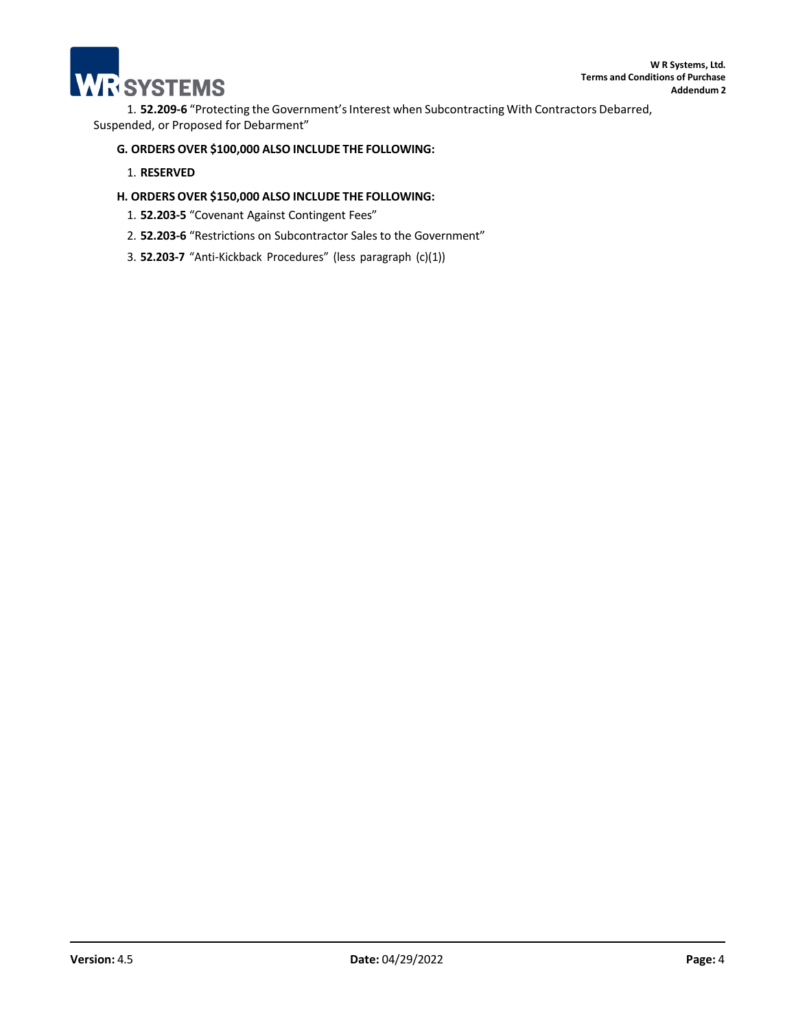1. **52.209-6** "Protecting the Government's Interest when Subcontracting With Contractors Debarred, Suspended, or Proposed for Debarment"

**G. ORDERS OVER $100,000 ALSO INCLUDE THE FOLLOWING:**

1. **RESERVED**

**H. ORDERS OVER $150,000 ALSO INCLUDE THE FOLLOWING:**

1. **52.203-5** "Covenant Against Contingent Fees"
2. **52.203-6** "Restrictions on Subcontractor Sales to the Government"
3. **52.203-7** "Anti-Kickback Procedures" (less paragraph (c)(1))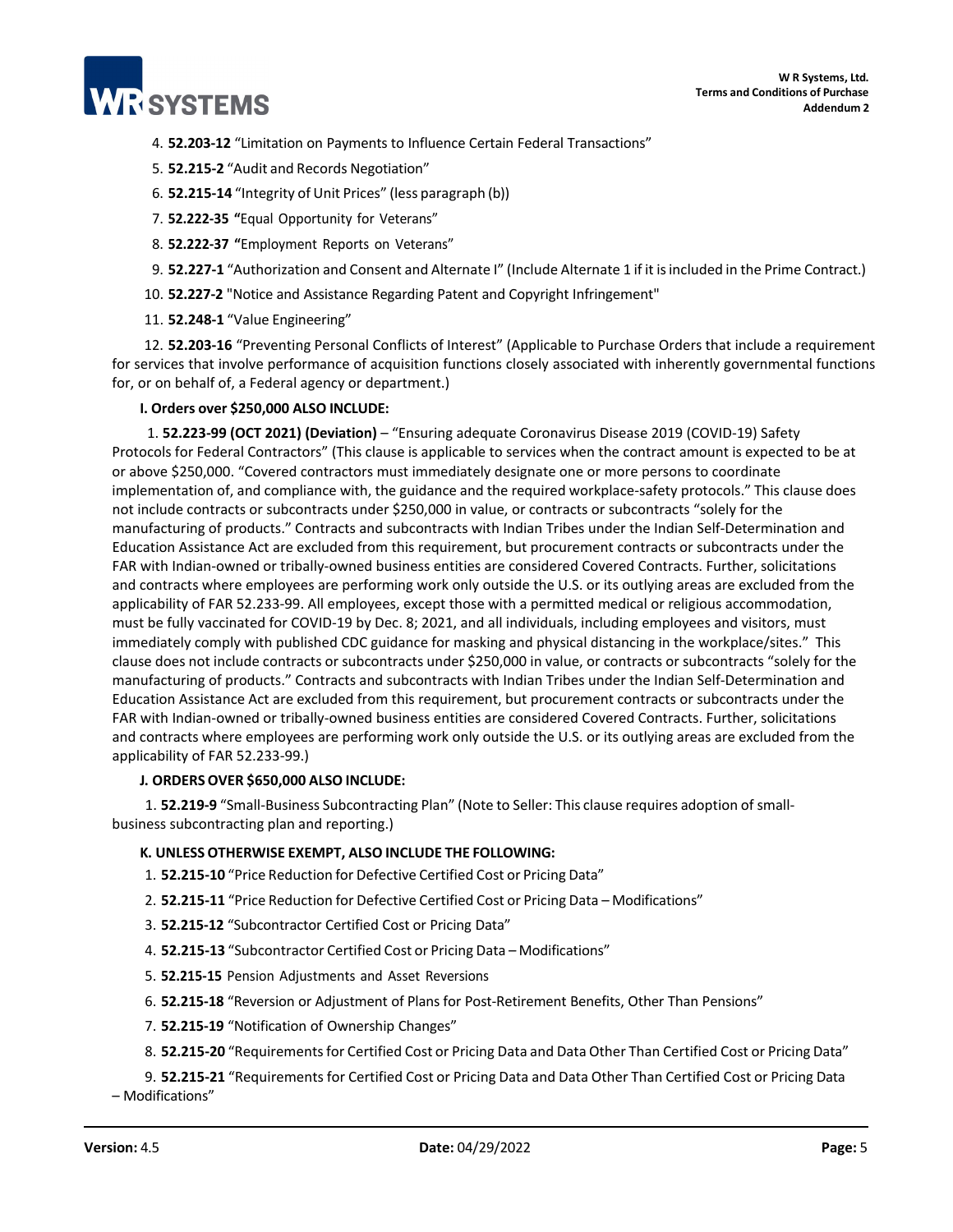4. **52.203-12** "Limitation on Payments to Influence Certain Federal Transactions"
5. **52.215-2** "Audit and Records Negotiation"
6. **52.215-14** "Integrity of Unit Prices" (less paragraph (b))
7. **52.222-35** **"**Equal Opportunity for Veterans"
8. **52.222-37** **"**Employment Reports on Veterans"
9. **52.227-1** "Authorization and Consent and Alternate I" (Include Alternate 1 if it is included in the Prime Contract.)
10. **52.227-2** "Notice and Assistance Regarding Patent and Copyright Infringement"
11. **52.248-1** "Value Engineering"
12. **52.203-16** "Preventing Personal Conflicts of Interest" (Applicable to Purchase Orders that include a requirement for services that involve performance of acquisition functions closely associated with inherently governmental functions for, or on behalf of, a Federal agency or department.)

**I. Orders over $250,000 ALSO INCLUDE:**

1. **52.223-99 (OCT 2021) (Deviation)** – "Ensuring adequate Coronavirus Disease 2019 (COVID-19) Safety Protocols for Federal Contractors" (This clause is applicable to services when the contract amount is expected to be at or above $250,000. "Covered contractors must immediately designate one or more persons to coordinate implementation of, and compliance with, the guidance and the required workplace-safety protocols." This clause does not include contracts or subcontracts under $250,000 in value, or contracts or subcontracts "solely for the manufacturing of products." Contracts and subcontracts with Indian Tribes under the Indian Self-Determination and Education Assistance Act are excluded from this requirement, but procurement contracts or subcontracts under the FAR with Indian-owned or tribally-owned business entities are considered Covered Contracts. Further, solicitations and contracts where employees are performing work only outside the U.S. or its outlying areas are excluded from the applicability of FAR 52.233-99. All employees, except those with a permitted medical or religious accommodation, must be fully vaccinated for COVID-19 by Dec. 8; 2021, and all individuals, including employees and visitors, must immediately comply with published CDC guidance for masking and physical distancing in the workplace/sites." This clause does not include contracts or subcontracts under $250,000 in value, or contracts or subcontracts "solely for the manufacturing of products." Contracts and subcontracts with Indian Tribes under the Indian Self-Determination and Education Assistance Act are excluded from this requirement, but procurement contracts or subcontracts under the FAR with Indian-owned or tribally-owned business entities are considered Covered Contracts. Further, solicitations and contracts where employees are performing work only outside the U.S. or its outlying areas are excluded from the applicability of FAR 52.233-99.)

**J. ORDERS OVER $650,000 ALSO INCLUDE:**

1. **52.219-9** "Small-Business Subcontracting Plan" (Note to Seller: This clause requires adoption of small-business subcontracting plan and reporting.)

**K. UNLESS OTHERWISE EXEMPT, ALSO INCLUDE THE FOLLOWING:**

1. **52.215-10** "Price Reduction for Defective Certified Cost or Pricing Data"
2. **52.215-11** "Price Reduction for Defective Certified Cost or Pricing Data – Modifications"
3. **52.215-12** "Subcontractor Certified Cost or Pricing Data"
4. **52.215-13** "Subcontractor Certified Cost or Pricing Data – Modifications"
5. **52.215-15** Pension Adjustments and Asset Reversions
6. **52.215-18** "Reversion or Adjustment of Plans for Post-Retirement Benefits, Other Than Pensions"
7. **52.215-19** "Notification of Ownership Changes"
8. **52.215-20** "Requirements for Certified Cost or Pricing Data and Data Other Than Certified Cost or Pricing Data"
9. **52.215-21** "Requirements for Certified Cost or Pricing Data and Data Other Than Certified Cost or Pricing Data – Modifications"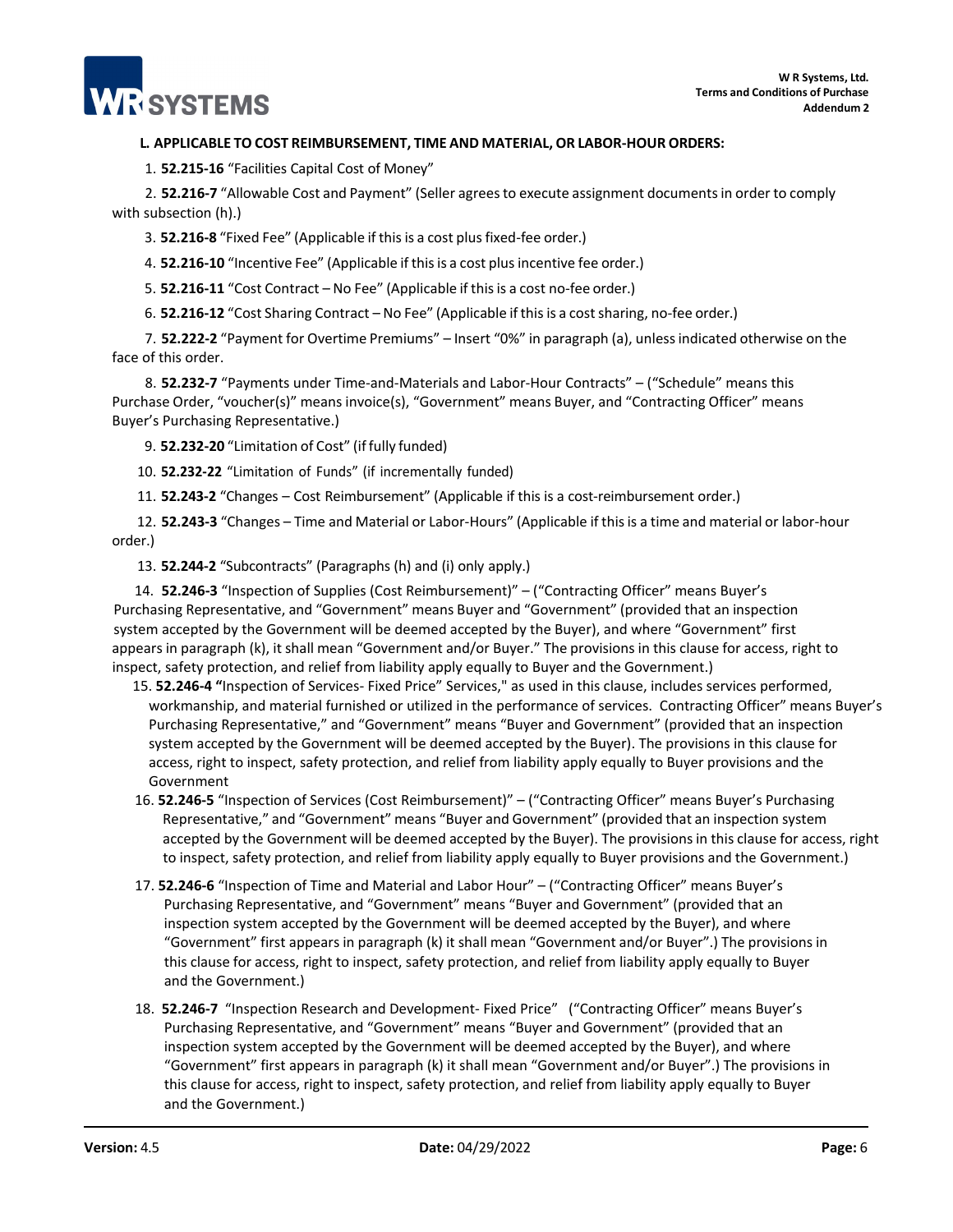**L. APPLICABLE TO COST REIMBURSEMENT, TIME AND MATERIAL, OR LABOR-HOUR ORDERS:**

1. **52.215-16** "Facilities Capital Cost of Money"
2. **52.216-7** "Allowable Cost and Payment" (Seller agrees to execute assignment documents in order to comply with subsection (h).)
3. **52.216-8** "Fixed Fee" (Applicable if this is a cost plus fixed-fee order.)
4. **52.216-10** "Incentive Fee" (Applicable if this is a cost plus incentive fee order.)
5. **52.216-11** "Cost Contract – No Fee" (Applicable if this is a cost no-fee order.)
6. **52.216-12** "Cost Sharing Contract – No Fee" (Applicable if this is a cost sharing, no-fee order.)
7. **52.222-2** "Payment for Overtime Premiums" – Insert "0%" in paragraph (a), unless indicated otherwise on the face of this order.
8. **52.232-7** "Payments under Time-and-Materials and Labor-Hour Contracts" – ("Schedule" means this Purchase Order, "voucher(s)" means invoice(s), "Government" means Buyer, and "Contracting Officer" means Buyer's Purchasing Representative.)
9. **52.232-20** "Limitation of Cost" (if fully funded)
10. **52.232-22** "Limitation of Funds" (if incrementally funded)
11. **52.243-2** "Changes – Cost Reimbursement" (Applicable if this is a cost-reimbursement order.)
12. **52.243-3** "Changes – Time and Material or Labor-Hours" (Applicable if this is a time and material or labor-hour order.)
13. **52.244-2** "Subcontracts" (Paragraphs (h) and (i) only apply.)
14. **52.246-3** "Inspection of Supplies (Cost Reimbursement)" – ("Contracting Officer" means Buyer's Purchasing Representative, and "Government" means Buyer and "Government" (provided that an inspection system accepted by the Government will be deemed accepted by the Buyer), and where "Government" first appears in paragraph (k), it shall mean "Government and/or Buyer." The provisions in this clause for access, right to inspect, safety protection, and relief from liability apply equally to Buyer and the Government.)
15. **52.246-4 "**Inspection of Services- Fixed Price" Services," as used in this clause, includes services performed, workmanship, and material furnished or utilized in the performance of services. Contracting Officer" means Buyer's Purchasing Representative," and "Government" means "Buyer and Government" (provided that an inspection system accepted by the Government will be deemed accepted by the Buyer). The provisions in this clause for access, right to inspect, safety protection, and relief from liability apply equally to Buyer provisions and the Government
16. **52.246-5** "Inspection of Services (Cost Reimbursement)" – ("Contracting Officer" means Buyer's Purchasing Representative," and "Government" means "Buyer and Government" (provided that an inspection system accepted by the Government will be deemed accepted by the Buyer). The provisions in this clause for access, right to inspect, safety protection, and relief from liability apply equally to Buyer provisions and the Government.)
17. **52.246-6** "Inspection of Time and Material and Labor Hour" – ("Contracting Officer" means Buyer's Purchasing Representative, and "Government" means "Buyer and Government" (provided that an inspection system accepted by the Government will be deemed accepted by the Buyer), and where "Government" first appears in paragraph (k) it shall mean "Government and/or Buyer".) The provisions in this clause for access, right to inspect, safety protection, and relief from liability apply equally to Buyer and the Government.)
18. **52.246-7** "Inspection Research and Development- Fixed Price" ("Contracting Officer" means Buyer's Purchasing Representative, and "Government" means "Buyer and Government" (provided that an inspection system accepted by the Government will be deemed accepted by the Buyer), and where "Government" first appears in paragraph (k) it shall mean "Government and/or Buyer".) The provisions in this clause for access, right to inspect, safety protection, and relief from liability apply equally to Buyer and the Government.)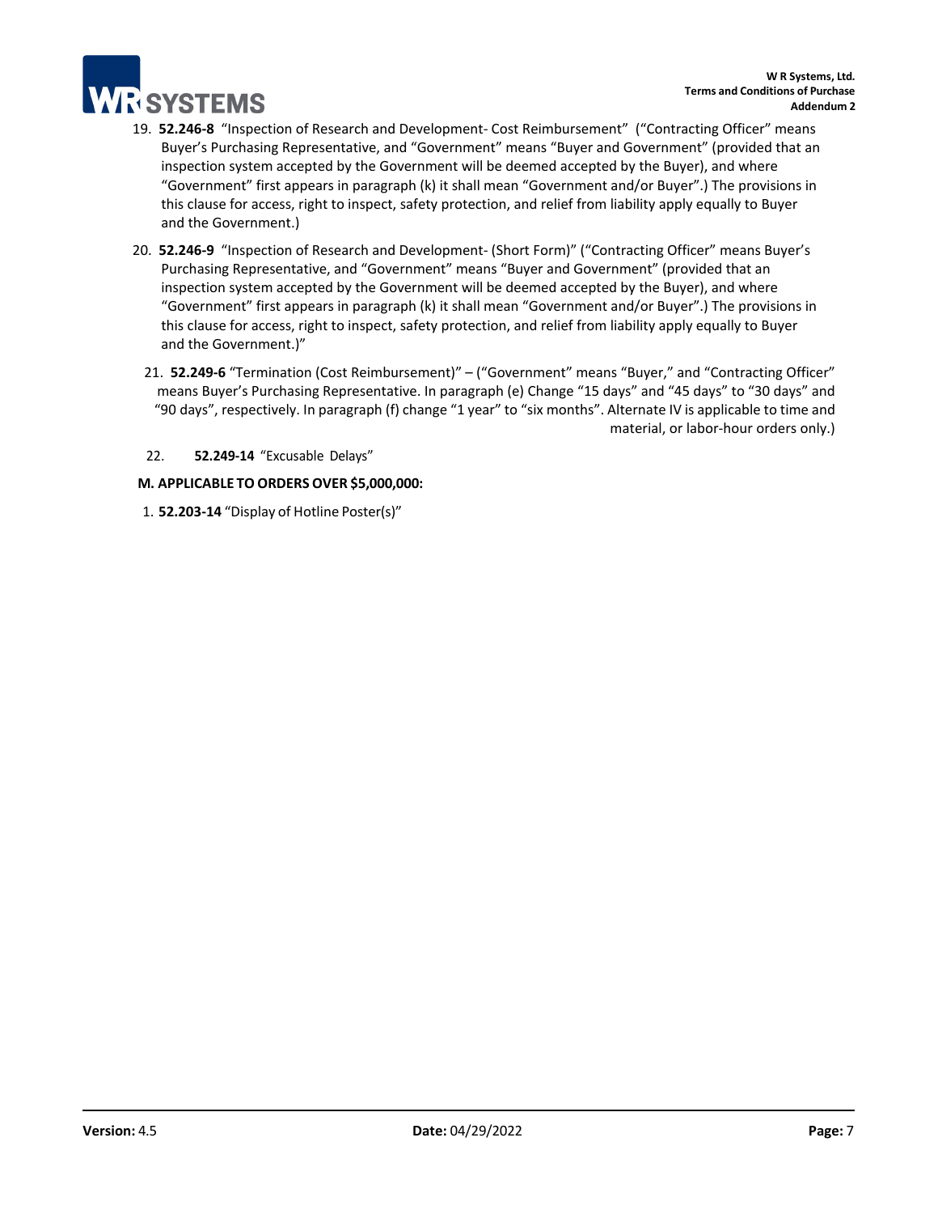19. **52.246-8** "Inspection of Research and Development- Cost Reimbursement" ("Contracting Officer" means Buyer's Purchasing Representative, and "Government" means "Buyer and Government" (provided that an inspection system accepted by the Government will be deemed accepted by the Buyer), and where "Government" first appears in paragraph (k) it shall mean "Government and/or Buyer".) The provisions in this clause for access, right to inspect, safety protection, and relief from liability apply equally to Buyer and the Government.)

20. **52.246-9** "Inspection of Research and Development- (Short Form)" ("Contracting Officer" means Buyer's Purchasing Representative, and "Government" means "Buyer and Government" (provided that an inspection system accepted by the Government will be deemed accepted by the Buyer), and where "Government" first appears in paragraph (k) it shall mean "Government and/or Buyer".) The provisions in this clause for access, right to inspect, safety protection, and relief from liability apply equally to Buyer and the Government.)"

21. **52.249-6** "Termination (Cost Reimbursement)" – ("Government" means "Buyer," and "Contracting Officer" means Buyer's Purchasing Representative. In paragraph (e) Change "15 days" and "45 days" to "30 days" and "90 days", respectively. In paragraph (f) change "1 year" to "six months". Alternate IV is applicable to time and material, or labor-hour orders only.)

22. **52.249-14** "Excusable Delays"

**M. APPLICABLE TO ORDERS OVER $5,000,000:**

1. **52.203-14** "Display of Hotline Poster(s)"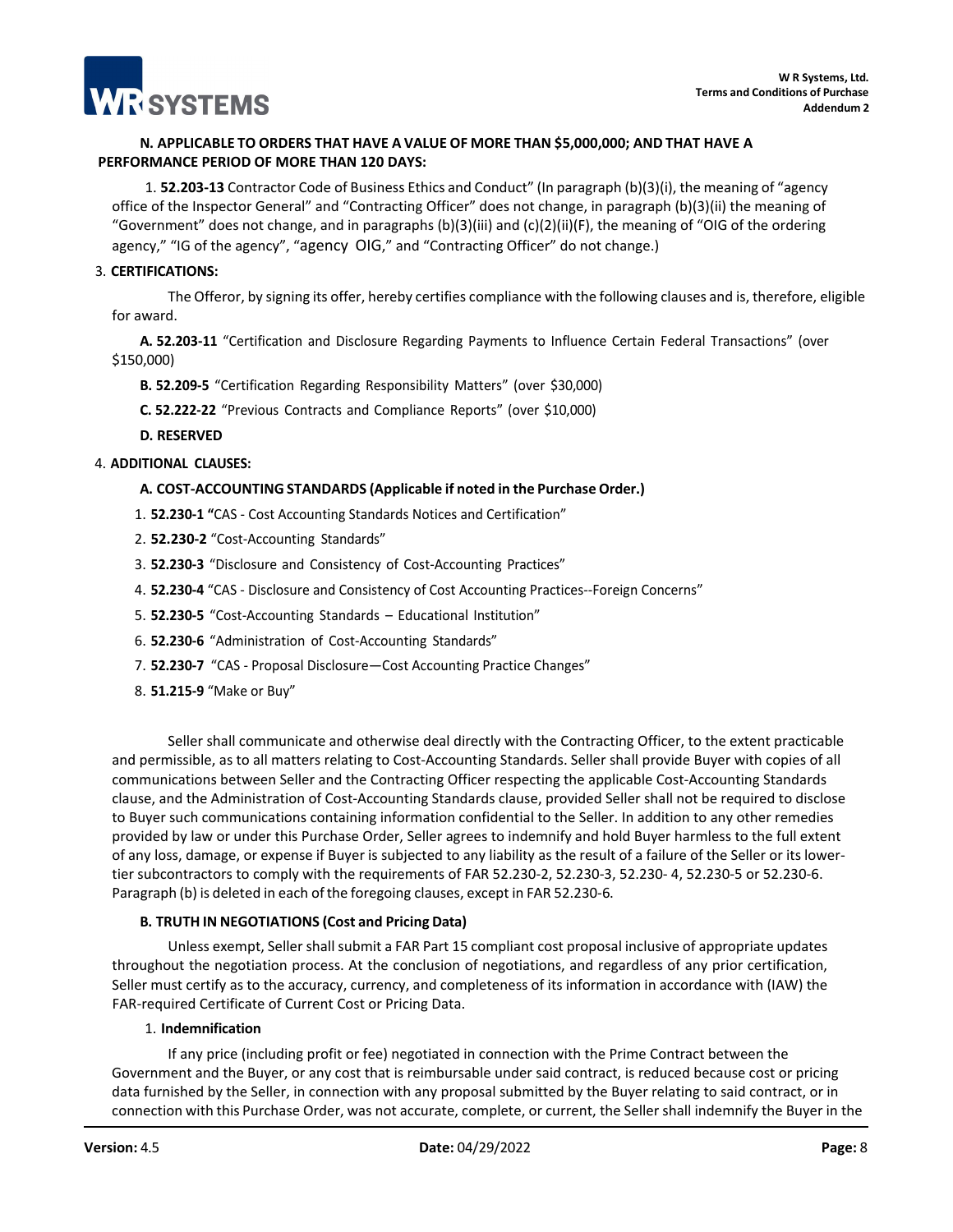**N. APPLICABLE TO ORDERS THAT HAVE A VALUE OF MORE THAN $5,000,000; AND THAT HAVE A PERFORMANCE PERIOD OF MORE THAN 120 DAYS:**

1. **52.203-13** Contractor Code of Business Ethics and Conduct" (In paragraph (b)(3)(i), the meaning of "agency office of the Inspector General" and "Contracting Officer" does not change, in paragraph (b)(3)(ii) the meaning of "Government" does not change, and in paragraphs (b)(3)(iii) and (c)(2)(ii)(F), the meaning of "OIG of the ordering agency," "IG of the agency", "agency OIG," and "Contracting Officer" do not change.)

3. **CERTIFICATIONS:**

The Offeror, by signing its offer, hereby certifies compliance with the following clauses and is, therefore, eligible for award.

**A. 52.203-11** "Certification and Disclosure Regarding Payments to Influence Certain Federal Transactions" (over $150,000)

**B. 52.209-5** "Certification Regarding Responsibility Matters" (over $30,000)

**C. 52.222-22** "Previous Contracts and Compliance Reports" (over $10,000)

**D. RESERVED**

4. **ADDITIONAL CLAUSES:**

**A. COST-ACCOUNTING STANDARDS (Applicable if noted in the Purchase Order.)**

1. **52.230-1 "**CAS - Cost Accounting Standards Notices and Certification"
2. **52.230-2** "Cost-Accounting Standards"
3. **52.230-3** "Disclosure and Consistency of Cost-Accounting Practices"
4. **52.230-4** "CAS - Disclosure and Consistency of Cost Accounting Practices--Foreign Concerns"
5. **52.230-5** "Cost-Accounting Standards – Educational Institution"
6. **52.230-6** "Administration of Cost-Accounting Standards"
7. **52.230-7** "CAS - Proposal Disclosure—Cost Accounting Practice Changes"
8. **51.215-9** "Make or Buy"

Seller shall communicate and otherwise deal directly with the Contracting Officer, to the extent practicable and permissible, as to all matters relating to Cost-Accounting Standards. Seller shall provide Buyer with copies of all communications between Seller and the Contracting Officer respecting the applicable Cost-Accounting Standards clause, and the Administration of Cost-Accounting Standards clause, provided Seller shall not be required to disclose to Buyer such communications containing information confidential to the Seller. In addition to any other remedies provided by law or under this Purchase Order, Seller agrees to indemnify and hold Buyer harmless to the full extent of any loss, damage, or expense if Buyer is subjected to any liability as the result of a failure of the Seller or its lower-tier subcontractors to comply with the requirements of FAR 52.230-2, 52.230-3, 52.230- 4, 52.230-5 or 52.230-6. Paragraph (b) is deleted in each of the foregoing clauses, except in FAR 52.230-6.

**B. TRUTH IN NEGOTIATIONS (Cost and Pricing Data)**

Unless exempt, Seller shall submit a FAR Part 15 compliant cost proposal inclusive of appropriate updates throughout the negotiation process. At the conclusion of negotiations, and regardless of any prior certification, Seller must certify as to the accuracy, currency, and completeness of its information in accordance with (IAW) the FAR-required Certificate of Current Cost or Pricing Data.

1. **Indemnification**

If any price (including profit or fee) negotiated in connection with the Prime Contract between the Government and the Buyer, or any cost that is reimbursable under said contract, is reduced because cost or pricing data furnished by the Seller, in connection with any proposal submitted by the Buyer relating to said contract, or in connection with this Purchase Order, was not accurate, complete, or current, the Seller shall indemnify the Buyer in the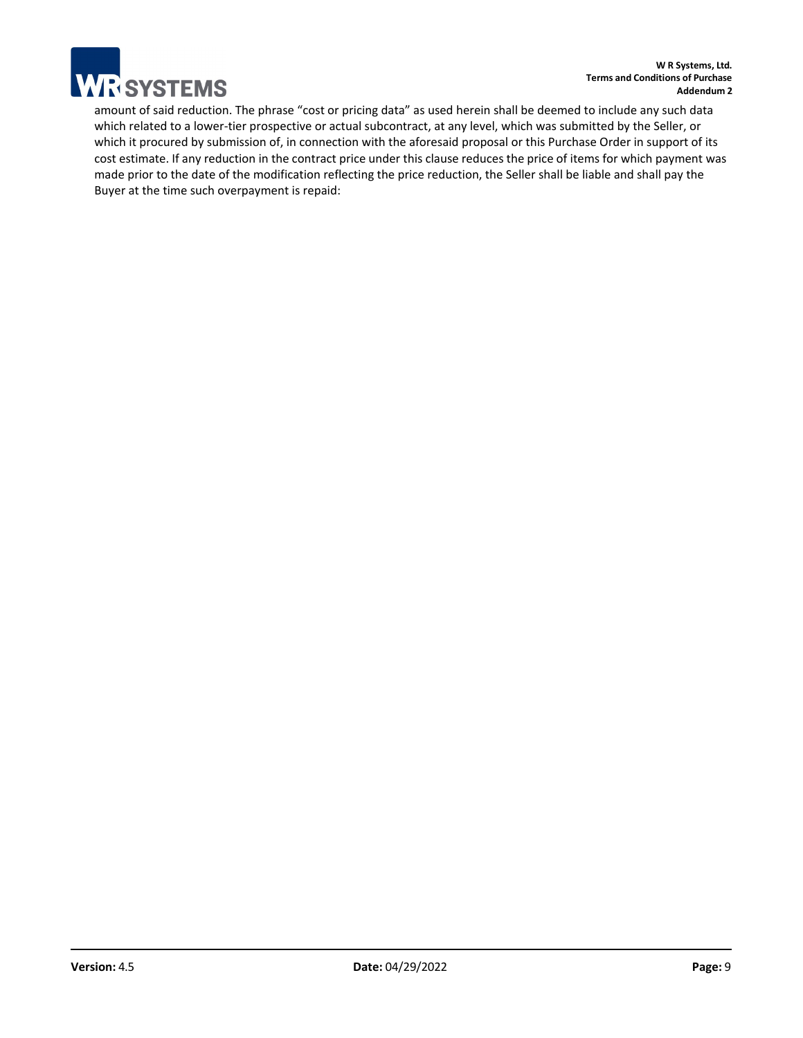amount of said reduction. The phrase "cost or pricing data" as used herein shall be deemed to include any such data which related to a lower-tier prospective or actual subcontract, at any level, which was submitted by the Seller, or which it procured by submission of, in connection with the aforesaid proposal or this Purchase Order in support of its cost estimate. If any reduction in the contract price under this clause reduces the price of items for which payment was made prior to the date of the modification reflecting the price reduction, the Seller shall be liable and shall pay the Buyer at the time such overpayment is repaid: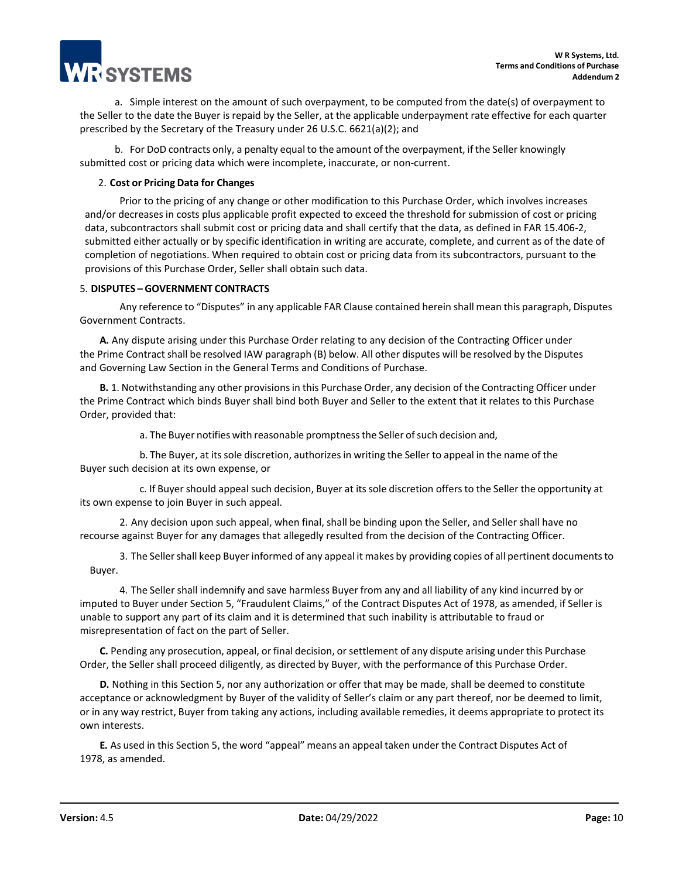a. Simple interest on the amount of such overpayment, to be computed from the date(s) of overpayment to the Seller to the date the Buyer is repaid by the Seller, at the applicable underpayment rate effective for each quarter prescribed by the Secretary of the Treasury under 26 U.S.C. 6621(a)(2); and

b. For DoD contracts only, a penalty equal to the amount of the overpayment, if the Seller knowingly submitted cost or pricing data which were incomplete, inaccurate, or non-current.

2. **Cost or Pricing Data for Changes**

Prior to the pricing of any change or other modification to this Purchase Order, which involves increases and/or decreases in costs plus applicable profit expected to exceed the threshold for submission of cost or pricing data, subcontractors shall submit cost or pricing data and shall certify that the data, as defined in FAR 15.406-2, submitted either actually or by specific identification in writing are accurate, complete, and current as of the date of completion of negotiations. When required to obtain cost or pricing data from its subcontractors, pursuant to the provisions of this Purchase Order, Seller shall obtain such data.

5. **DISPUTES – GOVERNMENT CONTRACTS**

Any reference to "Disputes" in any applicable FAR Clause contained herein shall mean this paragraph, Disputes Government Contracts.

**A.** Any dispute arising under this Purchase Order relating to any decision of the Contracting Officer under the Prime Contract shall be resolved IAW paragraph (B) below. All other disputes will be resolved by the Disputes and Governing Law Section in the General Terms and Conditions of Purchase.

**B.** 1. Notwithstanding any other provisions in this Purchase Order, any decision of the Contracting Officer under the Prime Contract which binds Buyer shall bind both Buyer and Seller to the extent that it relates to this Purchase Order, provided that:

a. The Buyer notifies with reasonable promptness the Seller of such decision and,

b. The Buyer, at its sole discretion, authorizes in writing the Seller to appeal in the name of the Buyer such decision at its own expense, or

c. If Buyer should appeal such decision, Buyer at its sole discretion offers to the Seller the opportunity at its own expense to join Buyer in such appeal.

2. Any decision upon such appeal, when final, shall be binding upon the Seller, and Seller shall have no recourse against Buyer for any damages that allegedly resulted from the decision of the Contracting Officer.

3. The Seller shall keep Buyer informed of any appeal it makes by providing copies of all pertinent documents to Buyer.

4. The Seller shall indemnify and save harmless Buyer from any and all liability of any kind incurred by or imputed to Buyer under Section 5, "Fraudulent Claims," of the Contract Disputes Act of 1978, as amended, if Seller is unable to support any part of its claim and it is determined that such inability is attributable to fraud or misrepresentation of fact on the part of Seller.

**C.** Pending any prosecution, appeal, or final decision, or settlement of any dispute arising under this Purchase Order, the Seller shall proceed diligently, as directed by Buyer, with the performance of this Purchase Order.

**D.** Nothing in this Section 5, nor any authorization or offer that may be made, shall be deemed to constitute acceptance or acknowledgment by Buyer of the validity of Seller's claim or any part thereof, nor be deemed to limit, or in any way restrict, Buyer from taking any actions, including available remedies, it deems appropriate to protect its own interests.

**E.** As used in this Section 5, the word "appeal" means an appeal taken under the Contract Disputes Act of 1978, as amended.